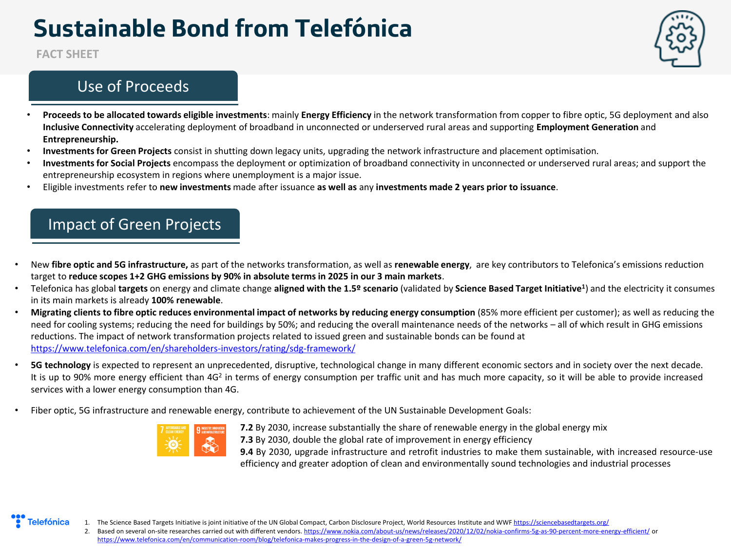# Sustainable Bond from Telefónica

FACT SHEET

## Use of Proceeds

- **Proceeds to be allocated towards eligible investments**: mainly **Energy Efficiency** in the network transformation from copper to fibre optic, 5G deployment and also **Inclusive Connectivity** accelerating deployment of broadband in unconnected or underserved rural areas and supporting **Employment Generation** and **Entrepreneurship.**
- **Investments for Green Projects** consist in shutting down legacy units, upgrading the network infrastructure and placement optimisation.
- **Investments for Social Projects** encompass the deployment or optimization of broadband connectivity in unconnected or underserved rural areas; and support the entrepreneurship ecosystem in regions where unemployment is a major issue.
- Eligible investments refer to **new investments** made after issuance **as well as** any **investments made 2 years prior to issuance**.

## Impact of Green Projects

- New **fibre optic and 5G infrastructure,** as part of the networks transformation, as well as **renewable energy**, are key contributors to Telefonica's emissions reduction target to **reduce scopes 1+2 GHG emissions by 90% in absolute terms in 2025 in our 3 main markets**.
- Telefonica has global **targets** on energy and climate change **aligned with the 1.5º scenario** (validated by **Science Based Target Initiative**[1]) and the electricity it consumes in its main markets is already **100% renewable**.
- **Migrating clients to fibre optic reduces environmental impact of networks by reducing energy consumption** (85% more efficient per customer); as well as reducing the need for cooling systems; reducing the need for buildings by 50%; and reducing the overall maintenance needs of the networks – all of which result in GHG emissions reductions. The impact of network transformation projects related to issued green and sustainable bonds can be found at https://www.telefonica.com/en/shareholders-investors/rating/sdg-framework/
- **5G technology** is expected to represent an unprecedented, disruptive, technological change in many different economic sectors and in society over the next decade. It is up to 90% more energy efficient than 4G[2] in terms of energy consumption per traffic unit and has much more capacity, so it will be able to provide increased services with a lower energy consumption than 4G.
- Fiber optic, 5G infrastructure and renewable energy, contribute to achievement of the UN Sustainable Development Goals:

  **7.2** By 2030, increase substantially the share of renewable energy in the global energy mix
  **7.3** By 2030, double the global rate of improvement in energy efficiency
  **9.4** By 2030, upgrade infrastructure and retrofit industries to make them sustainable, with increased resource-use efficiency and greater adoption of clean and environmentally sound technologies and industrial processes

1. The Science Based Targets Initiative is joint initiative of the UN Global Compact, Carbon Disclosure Project, World Resources Institute and WWF https://sciencebasedtargets.org/
2. Based on several on-site researches carried out with different vendors. https://www.nokia.com/about-us/news/releases/2020/12/02/nokia-confirms-5g-as-90-percent-more-energy-efficient/ or https://www.telefonica.com/en/communication-room/blog/telefonica-makes-progress-in-the-design-of-a-green-5g-network/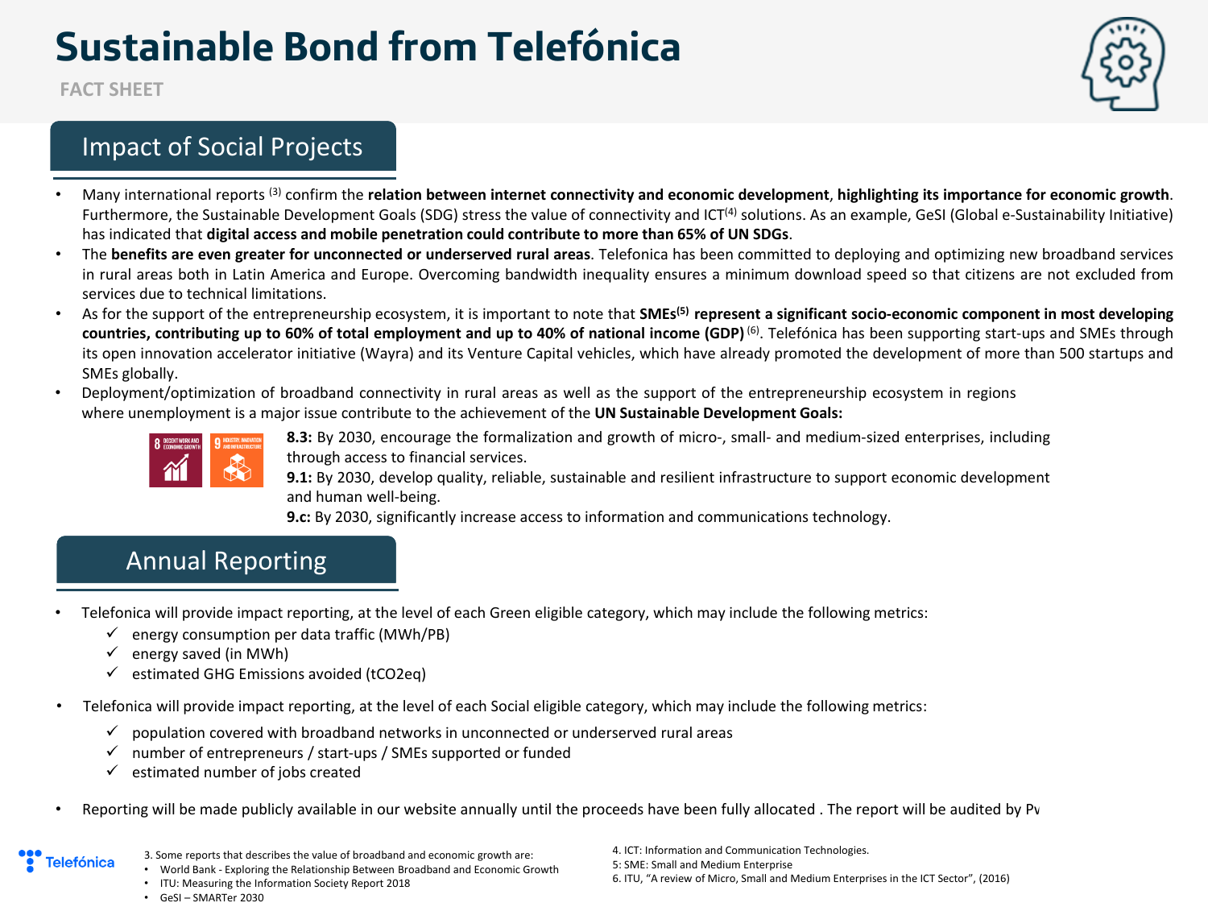# Sustainable Bond from Telefónica

FACT SHEET

## Impact of Social Projects

- Many international reports [3] confirm the **relation between internet connectivity and economic development**, **highlighting its importance for economic growth**. Furthermore, the Sustainable Development Goals (SDG) stress the value of connectivity and ICT[4] solutions. As an example, GeSI (Global e-Sustainability Initiative) has indicated that **digital access and mobile penetration could contribute to more than 65% of UN SDGs**.
- The **benefits are even greater for unconnected or underserved rural areas**. Telefonica has been committed to deploying and optimizing new broadband services in rural areas both in Latin America and Europe. Overcoming bandwidth inequality ensures a minimum download speed so that citizens are not excluded from services due to technical limitations.
- As for the support of the entrepreneurship ecosystem, it is important to note that **SMEs[5] represent a significant socio-economic component in most developing countries, contributing up to 60% of total employment and up to 40% of national income (GDP)** [6]. Telefónica has been supporting start-ups and SMEs through its open innovation accelerator initiative (Wayra) and its Venture Capital vehicles, which have already promoted the development of more than 500 startups and SMEs globally.
- Deployment/optimization of broadband connectivity in rural areas as well as the support of the entrepreneurship ecosystem in regions where unemployment is a major issue contribute to the achievement of the **UN Sustainable Development Goals:**

8 DECENT WORK AND ECONOMIC GROWTH

9 INDUSTRY, INNOVATION AND INFRASTRUCTURE

**8.3:** By 2030, encourage the formalization and growth of micro-, small- and medium-sized enterprises, including through access to financial services.

**9.1:** By 2030, develop quality, reliable, sustainable and resilient infrastructure to support economic development and human well-being.

**9.c:** By 2030, significantly increase access to information and communications technology.

## Annual Reporting

- Telefonica will provide impact reporting, at the level of each Green eligible category, which may include the following metrics:
  - ✓ energy consumption per data traffic (MWh/PB)
  - ✓ energy saved (in MWh)
  - ✓ estimated GHG Emissions avoided (tCO2eq)
- Telefonica will provide impact reporting, at the level of each Social eligible category, which may include the following metrics:
  - ✓ population covered with broadband networks in unconnected or underserved rural areas
  - ✓ number of entrepreneurs / start-ups / SMEs supported or funded
  - ✓ estimated number of jobs created
- Reporting will be made publicly available in our website annually until the proceeds have been fully allocated . The report will be audited by Pv

3. Some reports that describes the value of broadband and economic growth are:
   - World Bank - Exploring the Relationship Between Broadband and Economic Growth
   - ITU: Measuring the Information Society Report 2018
   - GeSI – SMARTer 2030

4. ICT: Information and Communication Technologies.
5: SME: Small and Medium Enterprise
6. ITU, "A review of Micro, Small and Medium Enterprises in the ICT Sector", (2016)